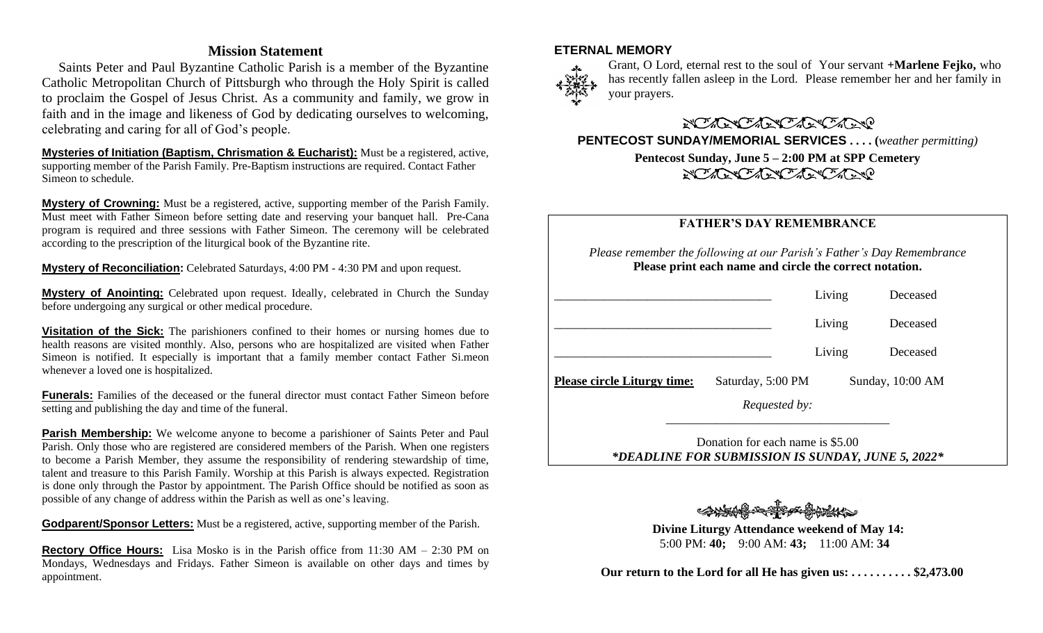## Mission Statement

Saints Peter and Paul Byzantine Catholic Parish is a member of the Byzantine Catholic Metropolitan Church of Pittsburgh who through the Holy Spirit is called to proclaim the Gospel of Jesus Christ. As a community and family, we grow in faith and in the image and likeness of God by dedicating ourselves to welcoming, celebrating and caring for all of God's people.

**Mysteries of Initiation (Baptism, Chrismation & Eucharist):** Must be a registered, active, supporting member of the Parish Family. Pre-Baptism instructions are required. Contact Father Simeon to schedule.

**Mystery of Crowning:** Must be a registered, active, supporting member of the Parish Family. Must meet with Father Simeon before setting date and reserving your banquet hall. Pre-Cana program is required and three sessions with Father Simeon. The ceremony will be celebrated according to the prescription of the liturgical book of the Byzantine rite.

**Mystery of Reconciliation:** Celebrated Saturdays, 4:00 PM - 4:30 PM and upon request.

**Mystery of Anointing:** Celebrated upon request. Ideally, celebrated in Church the Sunday before undergoing any surgical or other medical procedure.

**Visitation of the Sick:** The parishioners confined to their homes or nursing homes due to health reasons are visited monthly. Also, persons who are hospitalized are visited when Father Simeon is notified. It especially is important that a family member contact Father Si.meon whenever a loved one is hospitalized.

**Funerals:** Families of the deceased or the funeral director must contact Father Simeon before setting and publishing the day and time of the funeral.

**Parish Membership:** We welcome anyone to become a parishioner of Saints Peter and Paul Parish. Only those who are registered are considered members of the Parish. When one registers to become a Parish Member, they assume the responsibility of rendering stewardship of time, talent and treasure to this Parish Family. Worship at this Parish is always expected. Registration is done only through the Pastor by appointment. The Parish Office should be notified as soon as possible of any change of address within the Parish as well as one's leaving.

**Godparent/Sponsor Letters:** Must be a registered, active, supporting member of the Parish.

**Rectory Office Hours:** Lisa Mosko is in the Parish office from 11:30 AM – 2:30 PM on Mondays, Wednesdays and Fridays. Father Simeon is available on other days and times by appointment.

### ETERNAL MEMORY

Grant, O Lord, eternal rest to the soul of Your servant **+Marlene Fejko,** who has recently fallen asleep in the Lord. Please remember her and her family in your prayers.

**PENTECOST SUNDAY/MEMORIAL SERVICES . . . .** (*weather permitting*)

**Pentecost Sunday, June 5 – 2:00 PM at SPP Cemetery**

### FATHER'S DAY REMEMBRANCE

*Please remember the following at our Parish's Father's Day Remembrance*
**Please print each name and circle the correct notation.**

\_\_\_\_\_\_\_\_\_\_\_\_\_\_\_\_\_\_\_\_\_\_\_\_\_\_\_\_\_\_\_\_\_\_ Living Deceased

\_\_\_\_\_\_\_\_\_\_\_\_\_\_\_\_\_\_\_\_\_\_\_\_\_\_\_\_\_\_\_\_\_\_ Living Deceased

\_\_\_\_\_\_\_\_\_\_\_\_\_\_\_\_\_\_\_\_\_\_\_\_\_\_\_\_\_\_\_\_\_\_ Living Deceased

**Please circle Liturgy time:** Saturday, 5:00 PM Sunday, 10:00 AM

*Requested by:*
\_\_\_\_\_\_\_\_\_\_\_\_\_\_\_\_\_\_\_\_\_\_\_\_\_\_\_\_\_\_\_\_\_\_

Donation for each name is $5.00
***DEADLINE FOR SUBMISSION IS SUNDAY, JUNE 5, 2022***

**Divine Liturgy Attendance weekend of May 14:**
5:00 PM: **40;** 9:00 AM: **43;** 11:00 AM: **34**

**Our return to the Lord for all He has given us: . . . . . . . . . . $2,473.00**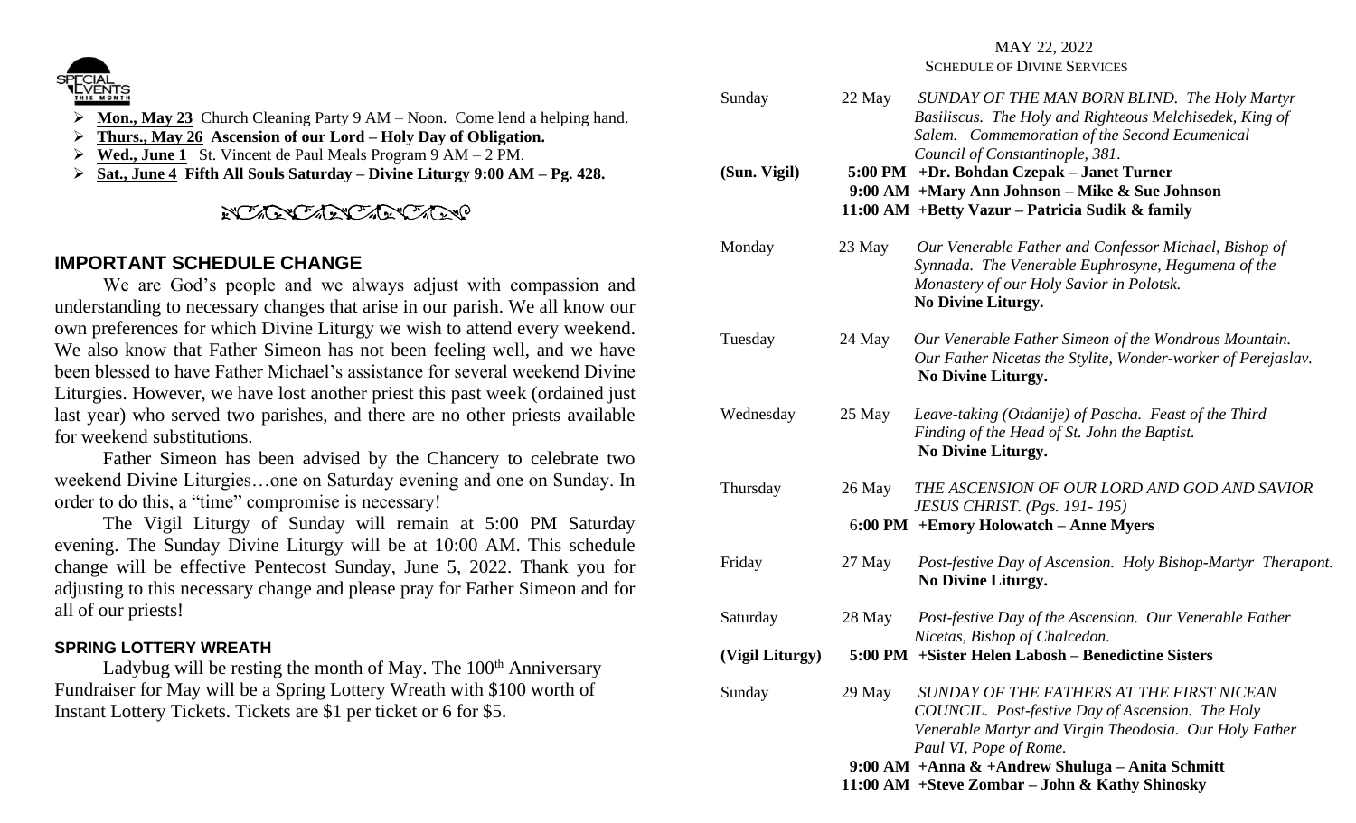SPECIAL EVENTS THIS MONTH

- **Mon., May 23** Church Cleaning Party 9 AM – Noon. Come lend a helping hand.
- **Thurs., May 26 Ascension of our Lord – Holy Day of Obligation.**
- **Wed., June 1** St. Vincent de Paul Meals Program 9 AM – 2 PM.
- **Sat., June 4 Fifth All Souls Saturday – Divine Liturgy 9:00 AM – Pg. 428.**

## IMPORTANT SCHEDULE CHANGE

We are God's people and we always adjust with compassion and understanding to necessary changes that arise in our parish. We all know our own preferences for which Divine Liturgy we wish to attend every weekend. We also know that Father Simeon has not been feeling well, and we have been blessed to have Father Michael's assistance for several weekend Divine Liturgies. However, we have lost another priest this past week (ordained just last year) who served two parishes, and there are no other priests available for weekend substitutions.

Father Simeon has been advised by the Chancery to celebrate two weekend Divine Liturgies…one on Saturday evening and one on Sunday. In order to do this, a "time" compromise is necessary!

The Vigil Liturgy of Sunday will remain at 5:00 PM Saturday evening. The Sunday Divine Liturgy will be at 10:00 AM. This schedule change will be effective Pentecost Sunday, June 5, 2022. Thank you for adjusting to this necessary change and please pray for Father Simeon and for all of our priests!

### SPRING LOTTERY WREATH

Ladybug will be resting the month of May. The 100th Anniversary Fundraiser for May will be a Spring Lottery Wreath with $100 worth of Instant Lottery Tickets. Tickets are $1 per ticket or 6 for $5.

## MAY 22, 2022
### SCHEDULE OF DIVINE SERVICES

| | | |
|---|---|---|
| Sunday | 22 May | *SUNDAY OF THE MAN BORN BLIND. The Holy Martyr Basiliscus. The Holy and Righteous Melchisedek, King of Salem. Commemoration of the Second Ecumenical Council of Constantinople, 381.* |
| **(Sun. Vigil)** | **5:00 PM** | **+Dr. Bohdan Czepak – Janet Turner** |
| | **9:00 AM** | **+Mary Ann Johnson – Mike & Sue Johnson** |
| | **11:00 AM** | **+Betty Vazur – Patricia Sudik & family** |
| Monday | 23 May | *Our Venerable Father and Confessor Michael, Bishop of Synnada. The Venerable Euphrosyne, Hegumena of the Monastery of our Holy Savior in Polotsk.* **No Divine Liturgy.** |
| Tuesday | 24 May | *Our Venerable Father Simeon of the Wondrous Mountain. Our Father Nicetas the Stylite, Wonder-worker of Perejaslav.* **No Divine Liturgy.** |
| Wednesday | 25 May | *Leave-taking (Otdanije) of Pascha. Feast of the Third Finding of the Head of St. John the Baptist.* **No Divine Liturgy.** |
| Thursday | 26 May | *THE ASCENSION OF OUR LORD AND GOD AND SAVIOR JESUS CHRIST. (Pgs. 191- 195)* |
| | **6:00 PM** | **+Emory Holowatch – Anne Myers** |
| Friday | 27 May | *Post-festive Day of Ascension. Holy Bishop-Martyr Therapont.* **No Divine Liturgy.** |
| Saturday | 28 May | *Post-festive Day of the Ascension. Our Venerable Father Nicetas, Bishop of Chalcedon.* |
| **(Vigil Liturgy)** | **5:00 PM** | **+Sister Helen Labosh – Benedictine Sisters** |
| Sunday | 29 May | *SUNDAY OF THE FATHERS AT THE FIRST NICEAN COUNCIL. Post-festive Day of Ascension. The Holy Venerable Martyr and Virgin Theodosia. Our Holy Father Paul VI, Pope of Rome.* |
| | **9:00 AM** | **+Anna & +Andrew Shuluga – Anita Schmitt** |
| | **11:00 AM** | **+Steve Zombar – John & Kathy Shinosky** |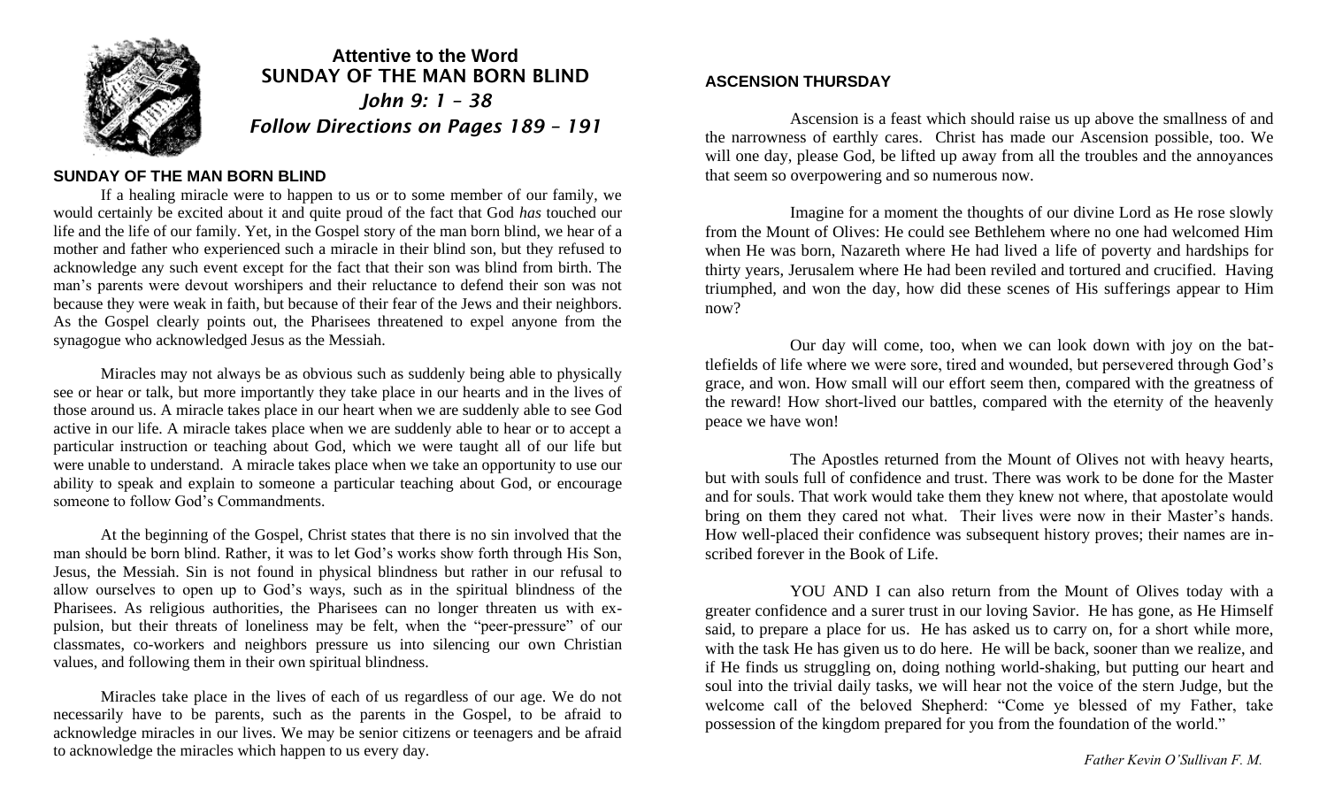# Attentive to the Word

## SUNDAY OF THE MAN BORN BLIND

*John 9: 1 – 38*

*Follow Directions on Pages 189 – 191*

### SUNDAY OF THE MAN BORN BLIND

If a healing miracle were to happen to us or to some member of our family, we would certainly be excited about it and quite proud of the fact that God *has* touched our life and the life of our family. Yet, in the Gospel story of the man born blind, we hear of a mother and father who experienced such a miracle in their blind son, but they refused to acknowledge any such event except for the fact that their son was blind from birth. The man's parents were devout worshipers and their reluctance to defend their son was not because they were weak in faith, but because of their fear of the Jews and their neighbors. As the Gospel clearly points out, the Pharisees threatened to expel anyone from the synagogue who acknowledged Jesus as the Messiah.

Miracles may not always be as obvious such as suddenly being able to physically see or hear or talk, but more importantly they take place in our hearts and in the lives of those around us. A miracle takes place in our heart when we are suddenly able to see God active in our life. A miracle takes place when we are suddenly able to hear or to accept a particular instruction or teaching about God, which we were taught all of our life but were unable to understand. A miracle takes place when we take an opportunity to use our ability to speak and explain to someone a particular teaching about God, or encourage someone to follow God's Commandments.

At the beginning of the Gospel, Christ states that there is no sin involved that the man should be born blind. Rather, it was to let God's works show forth through His Son, Jesus, the Messiah. Sin is not found in physical blindness but rather in our refusal to allow ourselves to open up to God's ways, such as in the spiritual blindness of the Pharisees. As religious authorities, the Pharisees can no longer threaten us with expulsion, but their threats of loneliness may be felt, when the "peer-pressure" of our classmates, co-workers and neighbors pressure us into silencing our own Christian values, and following them in their own spiritual blindness.

Miracles take place in the lives of each of us regardless of our age. We do not necessarily have to be parents, such as the parents in the Gospel, to be afraid to acknowledge miracles in our lives. We may be senior citizens or teenagers and be afraid to acknowledge the miracles which happen to us every day.

### ASCENSION THURSDAY

Ascension is a feast which should raise us up above the smallness of and the narrowness of earthly cares. Christ has made our Ascension possible, too. We will one day, please God, be lifted up away from all the troubles and the annoyances that seem so overpowering and so numerous now.

Imagine for a moment the thoughts of our divine Lord as He rose slowly from the Mount of Olives: He could see Bethlehem where no one had welcomed Him when He was born, Nazareth where He had lived a life of poverty and hardships for thirty years, Jerusalem where He had been reviled and tortured and crucified. Having triumphed, and won the day, how did these scenes of His sufferings appear to Him now?

Our day will come, too, when we can look down with joy on the battlefields of life where we were sore, tired and wounded, but persevered through God's grace, and won. How small will our effort seem then, compared with the greatness of the reward! How short-lived our battles, compared with the eternity of the heavenly peace we have won!

The Apostles returned from the Mount of Olives not with heavy hearts, but with souls full of confidence and trust. There was work to be done for the Master and for souls. That work would take them they knew not where, that apostolate would bring on them they cared not what. Their lives were now in their Master's hands. How well-placed their confidence was subsequent history proves; their names are inscribed forever in the Book of Life.

YOU AND I can also return from the Mount of Olives today with a greater confidence and a surer trust in our loving Savior. He has gone, as He Himself said, to prepare a place for us. He has asked us to carry on, for a short while more, with the task He has given us to do here. He will be back, sooner than we realize, and if He finds us struggling on, doing nothing world-shaking, but putting our heart and soul into the trivial daily tasks, we will hear not the voice of the stern Judge, but the welcome call of the beloved Shepherd: "Come ye blessed of my Father, take possession of the kingdom prepared for you from the foundation of the world."

*Father Kevin O'Sullivan F. M.*